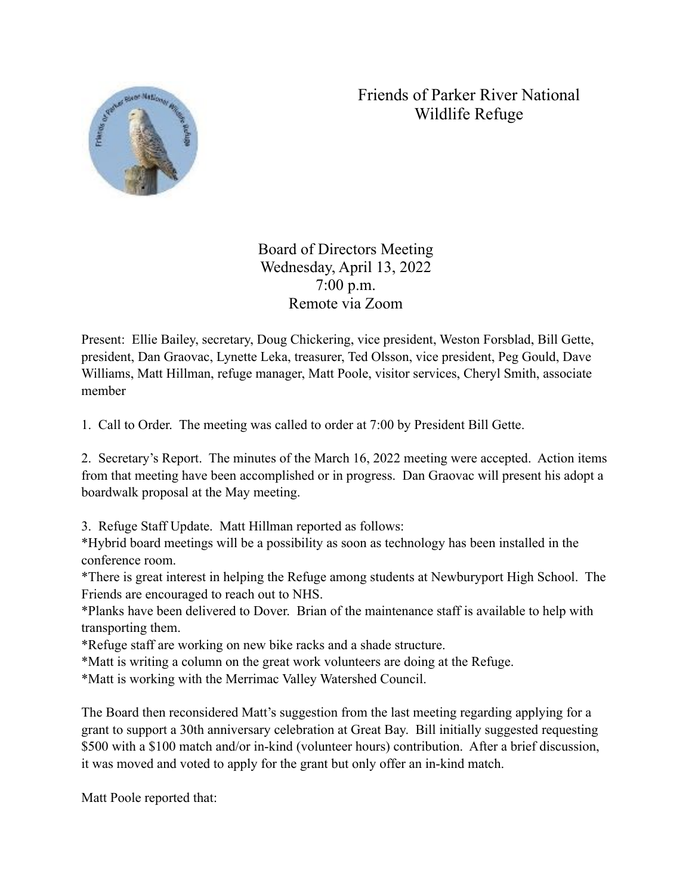# Friends of Parker River National Wildlife Refuge

Board of Directors Meeting
Wednesday, April 13, 2022
7:00 p.m.
Remote via Zoom

Present: Ellie Bailey, secretary, Doug Chickering, vice president, Weston Forsblad, Bill Gette, president, Dan Graovac, Lynette Leka, treasurer, Ted Olsson, vice president, Peg Gould, Dave Williams, Matt Hillman, refuge manager, Matt Poole, visitor services, Cheryl Smith, associate member

1. Call to Order. The meeting was called to order at 7:00 by President Bill Gette.

2. Secretary's Report. The minutes of the March 16, 2022 meeting were accepted. Action items from that meeting have been accomplished or in progress. Dan Graovac will present his adopt a boardwalk proposal at the May meeting.

3. Refuge Staff Update. Matt Hillman reported as follows:

*Hybrid board meetings will be a possibility as soon as technology has been installed in the conference room.
*There is great interest in helping the Refuge among students at Newburyport High School. The Friends are encouraged to reach out to NHS.
*Planks have been delivered to Dover. Brian of the maintenance staff is available to help with transporting them.
*Refuge staff are working on new bike racks and a shade structure.
*Matt is writing a column on the great work volunteers are doing at the Refuge.
*Matt is working with the Merrimac Valley Watershed Council.

The Board then reconsidered Matt's suggestion from the last meeting regarding applying for a grant to support a 30th anniversary celebration at Great Bay. Bill initially suggested requesting $500 with a $100 match and/or in-kind (volunteer hours) contribution. After a brief discussion, it was moved and voted to apply for the grant but only offer an in-kind match.

Matt Poole reported that: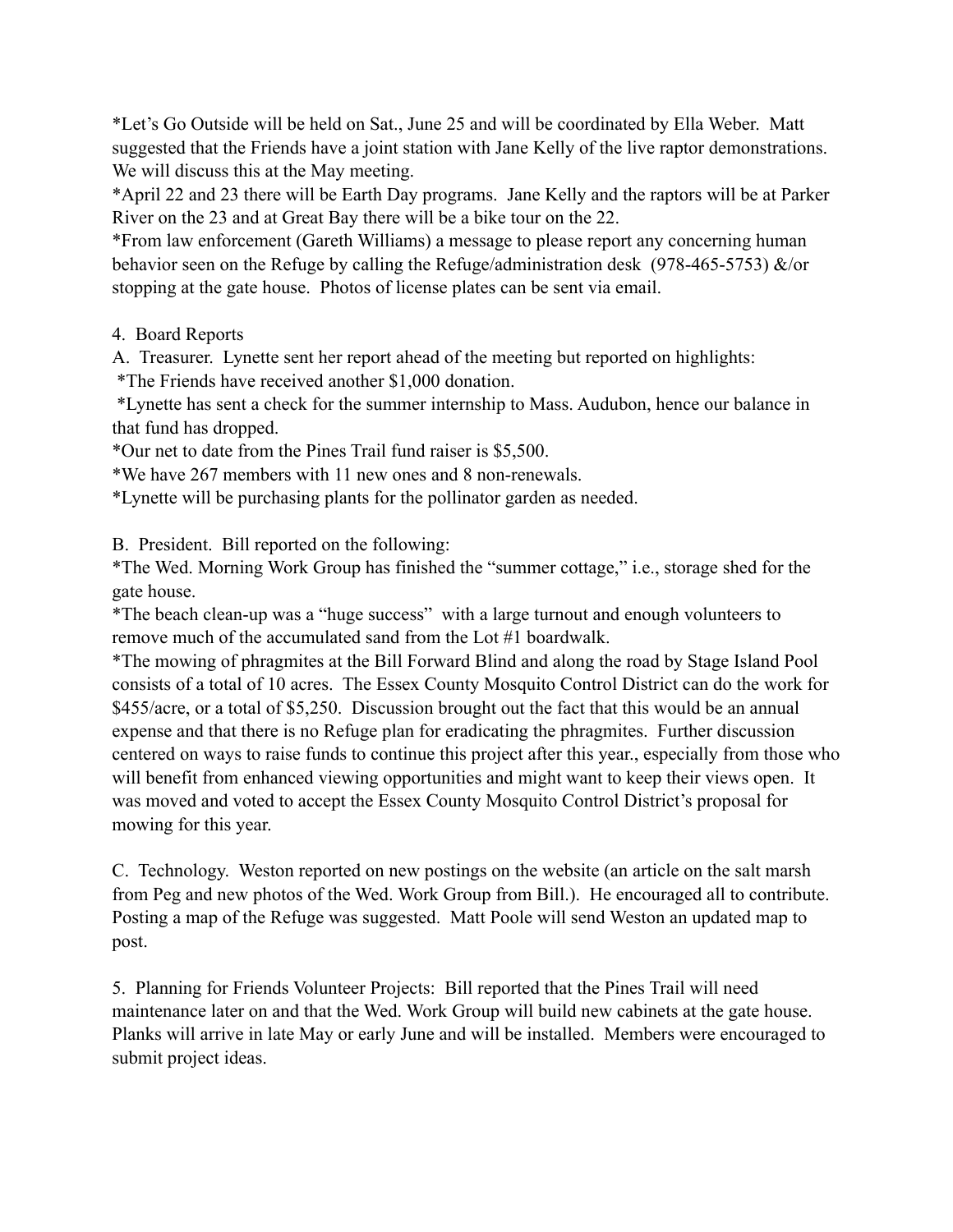*Let's Go Outside will be held on Sat., June 25 and will be coordinated by Ella Weber. Matt suggested that the Friends have a joint station with Jane Kelly of the live raptor demonstrations. We will discuss this at the May meeting.

*April 22 and 23 there will be Earth Day programs. Jane Kelly and the raptors will be at Parker River on the 23 and at Great Bay there will be a bike tour on the 22.

*From law enforcement (Gareth Williams) a message to please report any concerning human behavior seen on the Refuge by calling the Refuge/administration desk (978-465-5753) &/or stopping at the gate house. Photos of license plates can be sent via email.

4. Board Reports

A. Treasurer. Lynette sent her report ahead of the meeting but reported on highlights:

*The Friends have received another $1,000 donation.

*Lynette has sent a check for the summer internship to Mass. Audubon, hence our balance in that fund has dropped.

*Our net to date from the Pines Trail fund raiser is $5,500.

*We have 267 members with 11 new ones and 8 non-renewals.

*Lynette will be purchasing plants for the pollinator garden as needed.

B. President. Bill reported on the following:

*The Wed. Morning Work Group has finished the "summer cottage," i.e., storage shed for the gate house.

*The beach clean-up was a "huge success" with a large turnout and enough volunteers to remove much of the accumulated sand from the Lot #1 boardwalk.

*The mowing of phragmites at the Bill Forward Blind and along the road by Stage Island Pool consists of a total of 10 acres. The Essex County Mosquito Control District can do the work for $455/acre, or a total of $5,250. Discussion brought out the fact that this would be an annual expense and that there is no Refuge plan for eradicating the phragmites. Further discussion centered on ways to raise funds to continue this project after this year., especially from those who will benefit from enhanced viewing opportunities and might want to keep their views open. It was moved and voted to accept the Essex County Mosquito Control District's proposal for mowing for this year.

C. Technology. Weston reported on new postings on the website (an article on the salt marsh from Peg and new photos of the Wed. Work Group from Bill.). He encouraged all to contribute. Posting a map of the Refuge was suggested. Matt Poole will send Weston an updated map to post.

5. Planning for Friends Volunteer Projects: Bill reported that the Pines Trail will need maintenance later on and that the Wed. Work Group will build new cabinets at the gate house. Planks will arrive in late May or early June and will be installed. Members were encouraged to submit project ideas.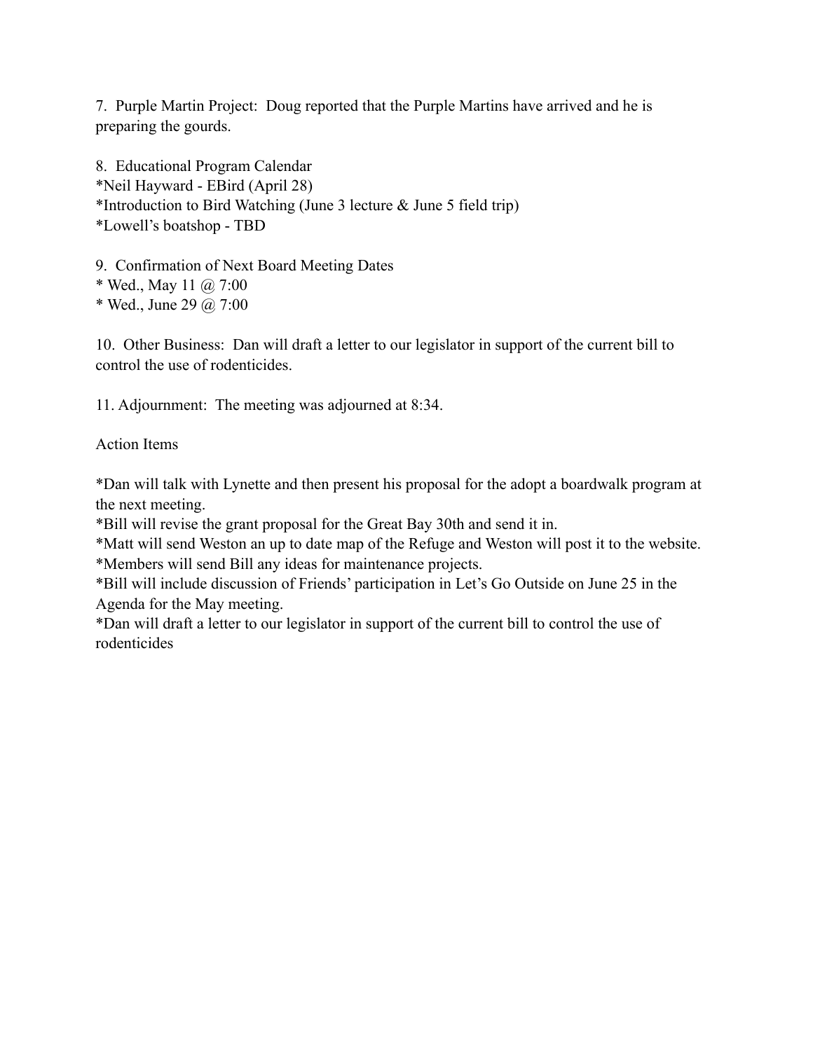7. Purple Martin Project: Doug reported that the Purple Martins have arrived and he is preparing the gourds.

8. Educational Program Calendar
*Neil Hayward - EBird (April 28)
*Introduction to Bird Watching (June 3 lecture & June 5 field trip)
*Lowell's boatshop - TBD

9. Confirmation of Next Board Meeting Dates
* Wed., May 11 @ 7:00
* Wed., June 29 @ 7:00

10. Other Business: Dan will draft a letter to our legislator in support of the current bill to control the use of rodenticides.

11. Adjournment: The meeting was adjourned at 8:34.

Action Items

*Dan will talk with Lynette and then present his proposal for the adopt a boardwalk program at the next meeting.
*Bill will revise the grant proposal for the Great Bay 30th and send it in.
*Matt will send Weston an up to date map of the Refuge and Weston will post it to the website.
*Members will send Bill any ideas for maintenance projects.
*Bill will include discussion of Friends' participation in Let's Go Outside on June 25 in the Agenda for the May meeting.
*Dan will draft a letter to our legislator in support of the current bill to control the use of rodenticides